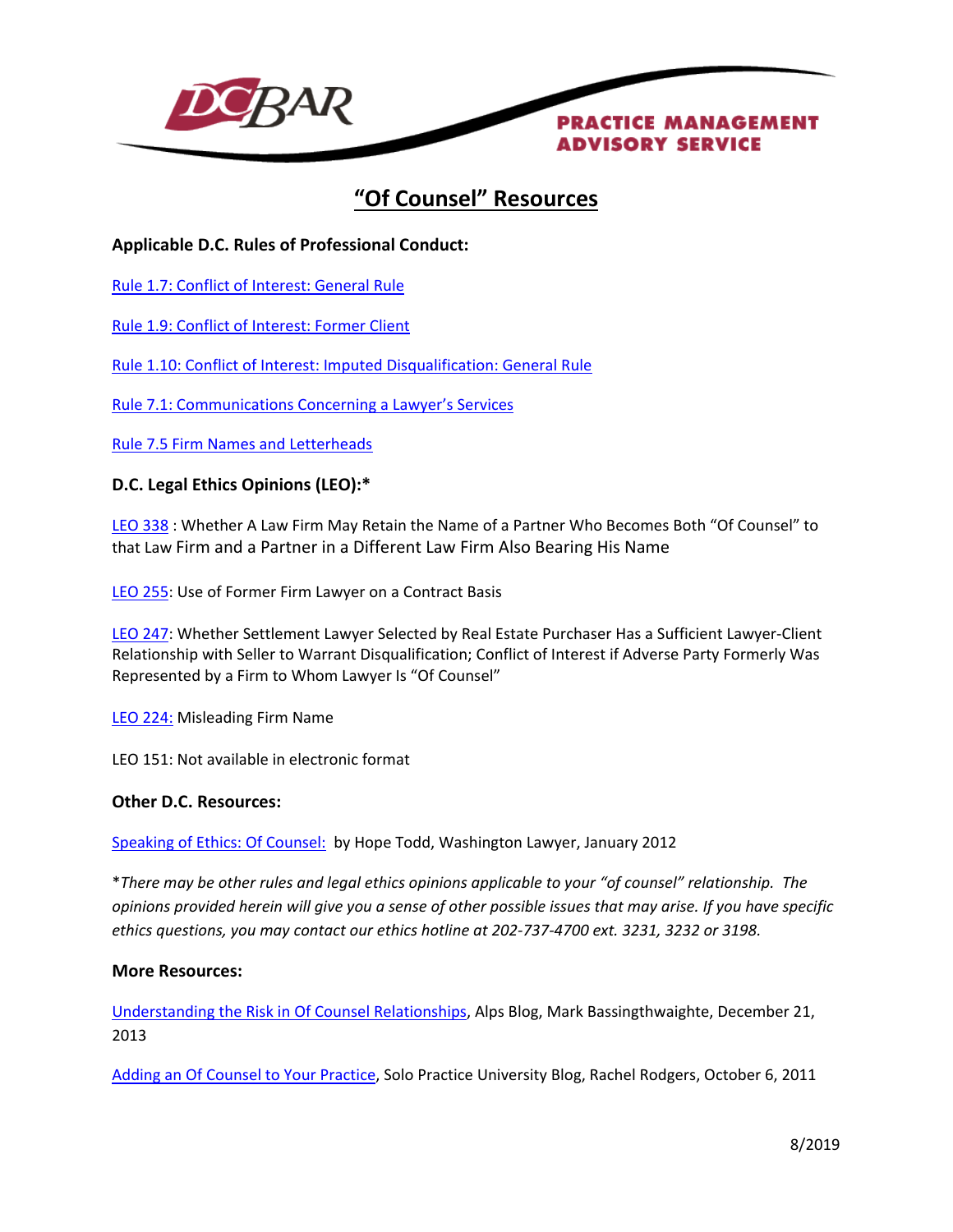DC BAR PRACTICE MANAGEMENT ADVISORY SERVICE

# "Of Counsel" Resources

**Applicable D.C. Rules of Professional Conduct:**

Rule 1.7: Conflict of Interest: General Rule

Rule 1.9: Conflict of Interest: Former Client

Rule 1.10: Conflict of Interest: Imputed Disqualification: General Rule

Rule 7.1: Communications Concerning a Lawyer's Services

Rule 7.5 Firm Names and Letterheads

**D.C. Legal Ethics Opinions (LEO):***

LEO 338 : Whether A Law Firm May Retain the Name of a Partner Who Becomes Both "Of Counsel" to that Law Firm and a Partner in a Different Law Firm Also Bearing His Name

LEO 255: Use of Former Firm Lawyer on a Contract Basis

LEO 247: Whether Settlement Lawyer Selected by Real Estate Purchaser Has a Sufficient Lawyer-Client Relationship with Seller to Warrant Disqualification; Conflict of Interest if Adverse Party Formerly Was Represented by a Firm to Whom Lawyer Is "Of Counsel"

LEO 224: Misleading Firm Name

LEO 151: Not available in electronic format

**Other D.C. Resources:**

Speaking of Ethics: Of Counsel: by Hope Todd, Washington Lawyer, January 2012

**There may be other rules and legal ethics opinions applicable to your "of counsel" relationship. The opinions provided herein will give you a sense of other possible issues that may arise. If you have specific ethics questions, you may contact our ethics hotline at 202-737-4700 ext. 3231, 3232 or 3198.*

**More Resources:**

Understanding the Risk in Of Counsel Relationships, Alps Blog, Mark Bassingthwaighte, December 21, 2013

Adding an Of Counsel to Your Practice, Solo Practice University Blog, Rachel Rodgers, October 6, 2011

8/2019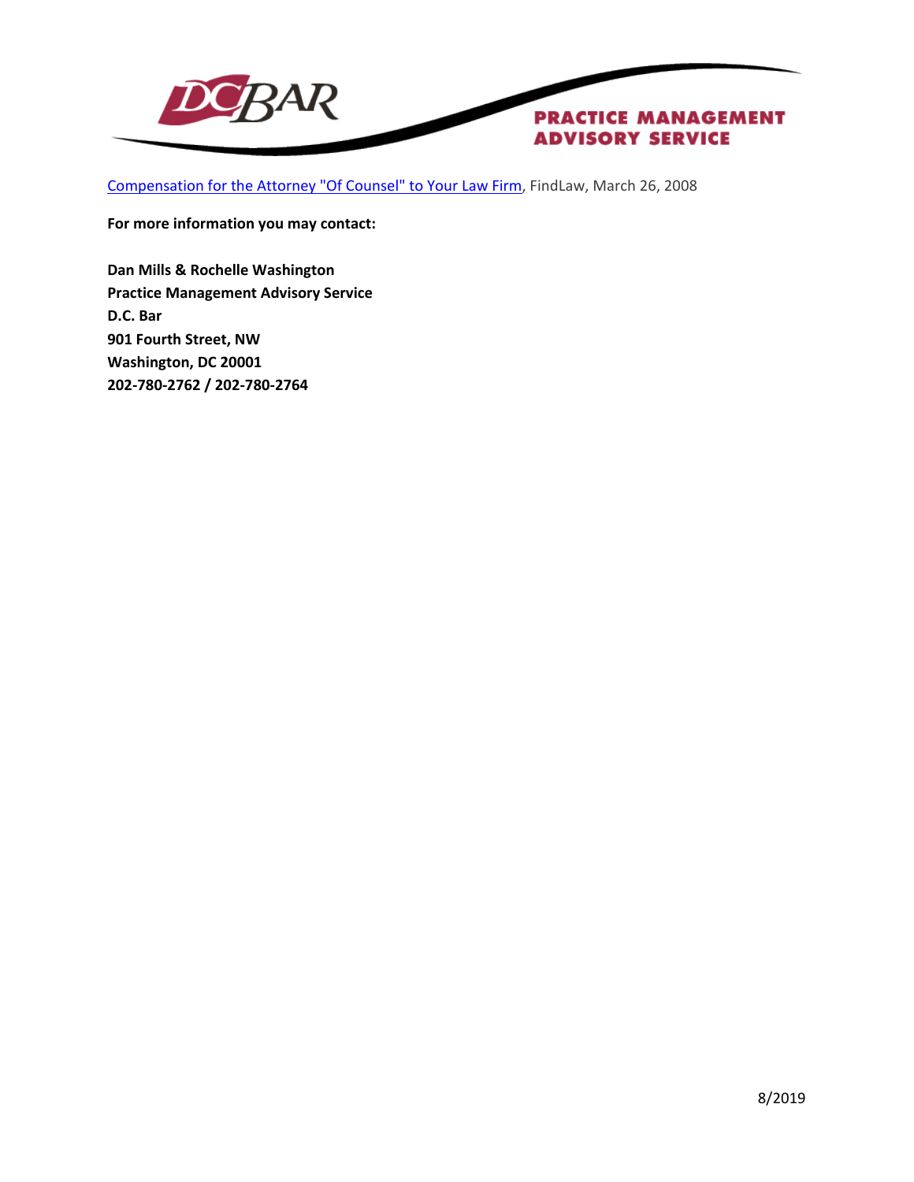Compensation for the Attorney "Of Counsel" to Your Law Firm, FindLaw, March 26, 2008

**For more information you may contact:**

**Dan Mills & Rochelle Washington**
**Practice Management Advisory Service**
**D.C. Bar**
**901 Fourth Street, NW**
**Washington, DC 20001**
**202-780-2762 / 202-780-2764**

8/2019